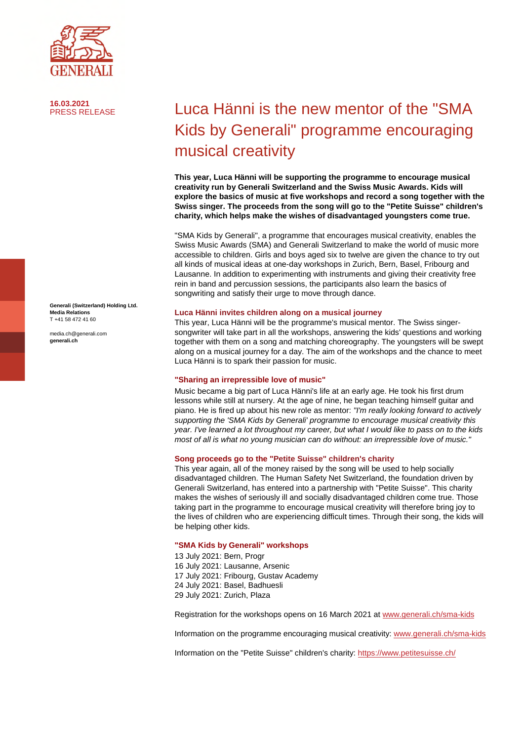**16.03.2021**
PRESS RELEASE

# Luca Hänni is the new mentor of the "SMA Kids by Generali" programme encouraging musical creativity

**This year, Luca Hänni will be supporting the programme to encourage musical creativity run by Generali Switzerland and the Swiss Music Awards. Kids will explore the basics of music at five workshops and record a song together with the Swiss singer. The proceeds from the song will go to the "Petite Suisse" children's charity, which helps make the wishes of disadvantaged youngsters come true.**

"SMA Kids by Generali", a programme that encourages musical creativity, enables the Swiss Music Awards (SMA) and Generali Switzerland to make the world of music more accessible to children. Girls and boys aged six to twelve are given the chance to try out all kinds of musical ideas at one-day workshops in Zurich, Bern, Basel, Fribourg and Lausanne. In addition to experimenting with instruments and giving their creativity free rein in band and percussion sessions, the participants also learn the basics of songwriting and satisfy their urge to move through dance.

### Luca Hänni invites children along on a musical journey

This year, Luca Hänni will be the programme's musical mentor. The Swiss singer-songwriter will take part in all the workshops, answering the kids' questions and working together with them on a song and matching choreography. The youngsters will be swept along on a musical journey for a day. The aim of the workshops and the chance to meet Luca Hänni is to spark their passion for music.

### "Sharing an irrepressible love of music"

Music became a big part of Luca Hänni's life at an early age. He took his first drum lessons while still at nursery. At the age of nine, he began teaching himself guitar and piano. He is fired up about his new role as mentor: *"I'm really looking forward to actively supporting the 'SMA Kids by Generali' programme to encourage musical creativity this year. I've learned a lot throughout my career, but what I would like to pass on to the kids most of all is what no young musician can do without: an irrepressible love of music."*

### Song proceeds go to the "Petite Suisse" children's charity

This year again, all of the money raised by the song will be used to help socially disadvantaged children. The Human Safety Net Switzerland, the foundation driven by Generali Switzerland, has entered into a partnership with "Petite Suisse". This charity makes the wishes of seriously ill and socially disadvantaged children come true. Those taking part in the programme to encourage musical creativity will therefore bring joy to the lives of children who are experiencing difficult times. Through their song, the kids will be helping other kids.

### "SMA Kids by Generali" workshops

13 July 2021: Bern, Progr
16 July 2021: Lausanne, Arsenic
17 July 2021: Fribourg, Gustav Academy
24 July 2021: Basel, Badhuesli
29 July 2021: Zurich, Plaza

Registration for the workshops opens on 16 March 2021 at www.generali.ch/sma-kids

Information on the programme encouraging musical creativity: www.generali.ch/sma-kids

Information on the "Petite Suisse" children's charity: https://www.petitesuisse.ch/

**Generali (Switzerland) Holding Ltd.**
**Media Relations**
T +41 58 472 41 60

media.ch@generali.com
**generali.ch**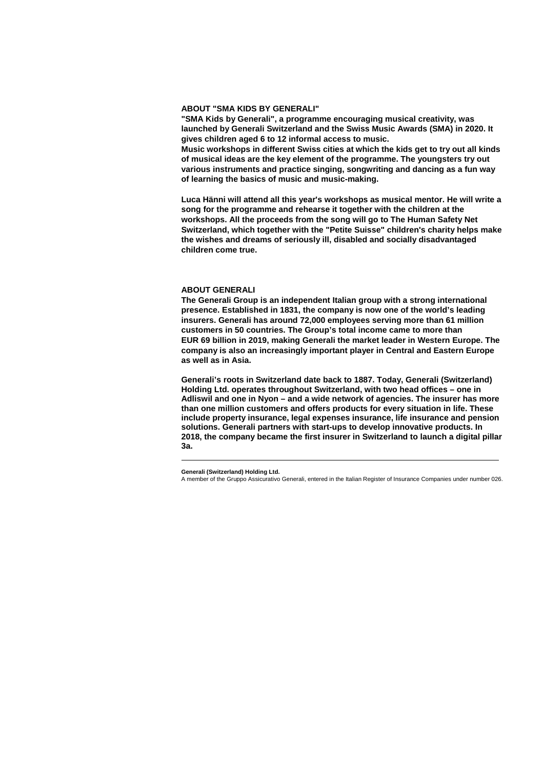## ABOUT "SMA KIDS BY GENERALI"

**"SMA Kids by Generali", a programme encouraging musical creativity, was launched by Generali Switzerland and the Swiss Music Awards (SMA) in 2020. It gives children aged 6 to 12 informal access to music.**
**Music workshops in different Swiss cities at which the kids get to try out all kinds of musical ideas are the key element of the programme. The youngsters try out various instruments and practice singing, songwriting and dancing as a fun way of learning the basics of music and music-making.**

**Luca Hänni will attend all this year's workshops as musical mentor. He will write a song for the programme and rehearse it together with the children at the workshops. All the proceeds from the song will go to The Human Safety Net Switzerland, which together with the "Petite Suisse" children's charity helps make the wishes and dreams of seriously ill, disabled and socially disadvantaged children come true.**

## ABOUT GENERALI

**The Generali Group is an independent Italian group with a strong international presence. Established in 1831, the company is now one of the world's leading insurers. Generali has around 72,000 employees serving more than 61 million customers in 50 countries. The Group's total income came to more than EUR 69 billion in 2019, making Generali the market leader in Western Europe. The company is also an increasingly important player in Central and Eastern Europe as well as in Asia.**

**Generali's roots in Switzerland date back to 1887. Today, Generali (Switzerland) Holding Ltd. operates throughout Switzerland, with two head offices – one in Adliswil and one in Nyon – and a wide network of agencies. The insurer has more than one million customers and offers products for every situation in life. These include property insurance, legal expenses insurance, life insurance and pension solutions. Generali partners with start-ups to develop innovative products. In 2018, the company became the first insurer in Switzerland to launch a digital pillar 3a.**

---

**Generali (Switzerland) Holding Ltd.**
A member of the Gruppo Assicurativo Generali, entered in the Italian Register of Insurance Companies under number 026.